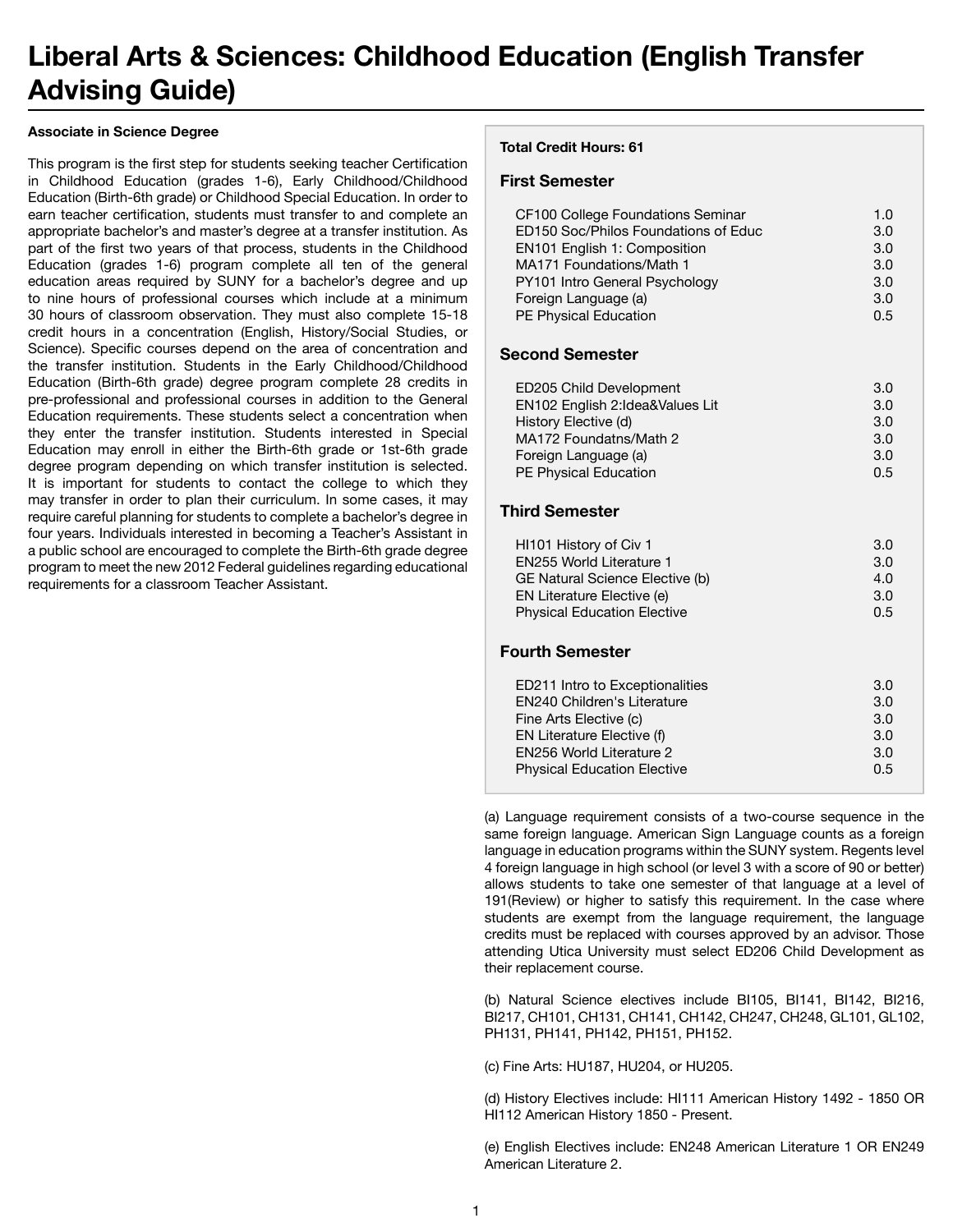# Liberal Arts & Sciences: Childhood Education (English Transfer Advising Guide)

**Associate in Science Degree**

This program is the first step for students seeking teacher Certification in Childhood Education (grades 1-6), Early Childhood/Childhood Education (Birth-6th grade) or Childhood Special Education. In order to earn teacher certification, students must transfer to and complete an appropriate bachelor's and master's degree at a transfer institution. As part of the first two years of that process, students in the Childhood Education (grades 1-6) program complete all ten of the general education areas required by SUNY for a bachelor's degree and up to nine hours of professional courses which include at a minimum 30 hours of classroom observation. They must also complete 15-18 credit hours in a concentration (English, History/Social Studies, or Science). Specific courses depend on the area of concentration and the transfer institution. Students in the Early Childhood/Childhood Education (Birth-6th grade) degree program complete 28 credits in pre-professional and professional courses in addition to the General Education requirements. These students select a concentration when they enter the transfer institution. Students interested in Special Education may enroll in either the Birth-6th grade or 1st-6th grade degree program depending on which transfer institution is selected. It is important for students to contact the college to which they may transfer in order to plan their curriculum. In some cases, it may require careful planning for students to complete a bachelor's degree in four years. Individuals interested in becoming a Teacher's Assistant in a public school are encouraged to complete the Birth-6th grade degree program to meet the new 2012 Federal guidelines regarding educational requirements for a classroom Teacher Assistant.

**Total Credit Hours: 61**

### First Semester

| Course | Credits |
|---|---|
| CF100 College Foundations Seminar | 1.0 |
| ED150 Soc/Philos Foundations of Educ | 3.0 |
| EN101 English 1: Composition | 3.0 |
| MA171 Foundations/Math 1 | 3.0 |
| PY101 Intro General Psychology | 3.0 |
| Foreign Language (a) | 3.0 |
| PE Physical Education | 0.5 |

### Second Semester

| Course | Credits |
|---|---|
| ED205 Child Development | 3.0 |
| EN102 English 2:Idea&Values Lit | 3.0 |
| History Elective (d) | 3.0 |
| MA172 Foundatns/Math 2 | 3.0 |
| Foreign Language (a) | 3.0 |
| PE Physical Education | 0.5 |

### Third Semester

| Course | Credits |
|---|---|
| HI101 History of Civ 1 | 3.0 |
| EN255 World Literature 1 | 3.0 |
| GE Natural Science Elective (b) | 4.0 |
| EN Literature Elective (e) | 3.0 |
| Physical Education Elective | 0.5 |

### Fourth Semester

| Course | Credits |
|---|---|
| ED211 Intro to Exceptionalities | 3.0 |
| EN240 Children's Literature | 3.0 |
| Fine Arts Elective (c) | 3.0 |
| EN Literature Elective (f) | 3.0 |
| EN256 World Literature 2 | 3.0 |
| Physical Education Elective | 0.5 |

(a) Language requirement consists of a two-course sequence in the same foreign language. American Sign Language counts as a foreign language in education programs within the SUNY system. Regents level 4 foreign language in high school (or level 3 with a score of 90 or better) allows students to take one semester of that language at a level of 191(Review) or higher to satisfy this requirement. In the case where students are exempt from the language requirement, the language credits must be replaced with courses approved by an advisor. Those attending Utica University must select ED206 Child Development as their replacement course.

(b) Natural Science electives include BI105, BI141, BI142, BI216, BI217, CH101, CH131, CH141, CH142, CH247, CH248, GL101, GL102, PH131, PH141, PH142, PH151, PH152.

(c) Fine Arts: HU187, HU204, or HU205.

(d) History Electives include: HI111 American History 1492 - 1850 OR HI112 American History 1850 - Present.

(e) English Electives include: EN248 American Literature 1 OR EN249 American Literature 2.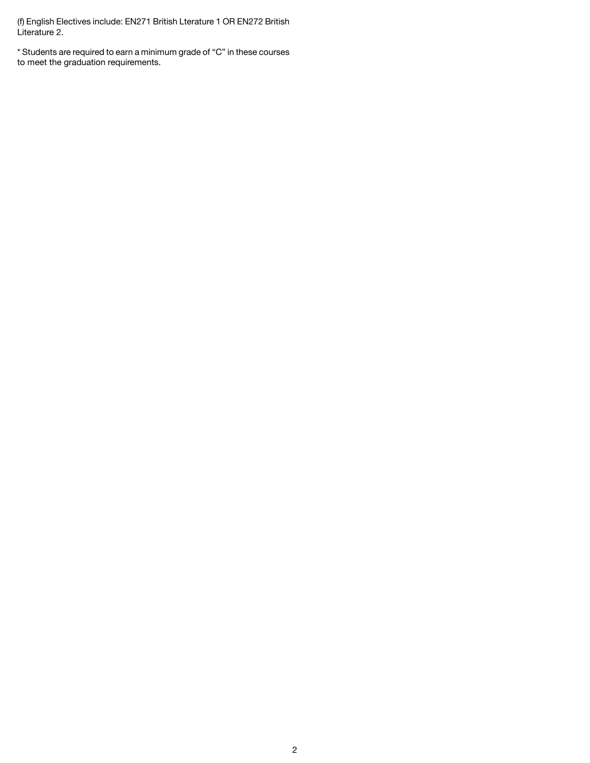(f) English Electives include: EN271 British Lterature 1 OR EN272 British Literature 2.

* Students are required to earn a minimum grade of "C" in these courses to meet the graduation requirements.